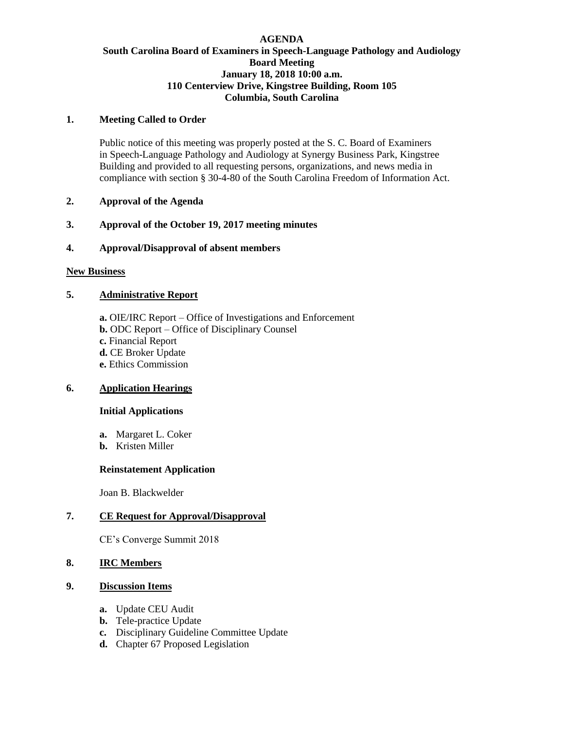# AGENDA

## South Carolina Board of Examiners in Speech-Language Pathology and Audiology

### Board Meeting

**January 18, 2018 10:00 a.m.**
**110 Centerview Drive, Kingstree Building, Room 105**
**Columbia, South Carolina**

**1. Meeting Called to Order**

Public notice of this meeting was properly posted at the S. C. Board of Examiners in Speech-Language Pathology and Audiology at Synergy Business Park, Kingstree Building and provided to all requesting persons, organizations, and news media in compliance with section § 30-4-80 of the South Carolina Freedom of Information Act.

**2. Approval of the Agenda**

**3. Approval of the October 19, 2017 meeting minutes**

**4. Approval/Disapproval of absent members**

**New Business**

**5. Administrative Report**

**a.** OIE/IRC Report – Office of Investigations and Enforcement
**b.** ODC Report – Office of Disciplinary Counsel
**c.** Financial Report
**d.** CE Broker Update
**e.** Ethics Commission

**6. Application Hearings**

**Initial Applications**

**a.** Margaret L. Coker
**b.** Kristen Miller

**Reinstatement Application**

Joan B. Blackwelder

**7. CE Request for Approval/Disapproval**

CE's Converge Summit 2018

**8. IRC Members**

**9. Discussion Items**

**a.** Update CEU Audit
**b.** Tele-practice Update
**c.** Disciplinary Guideline Committee Update
**d.** Chapter 67 Proposed Legislation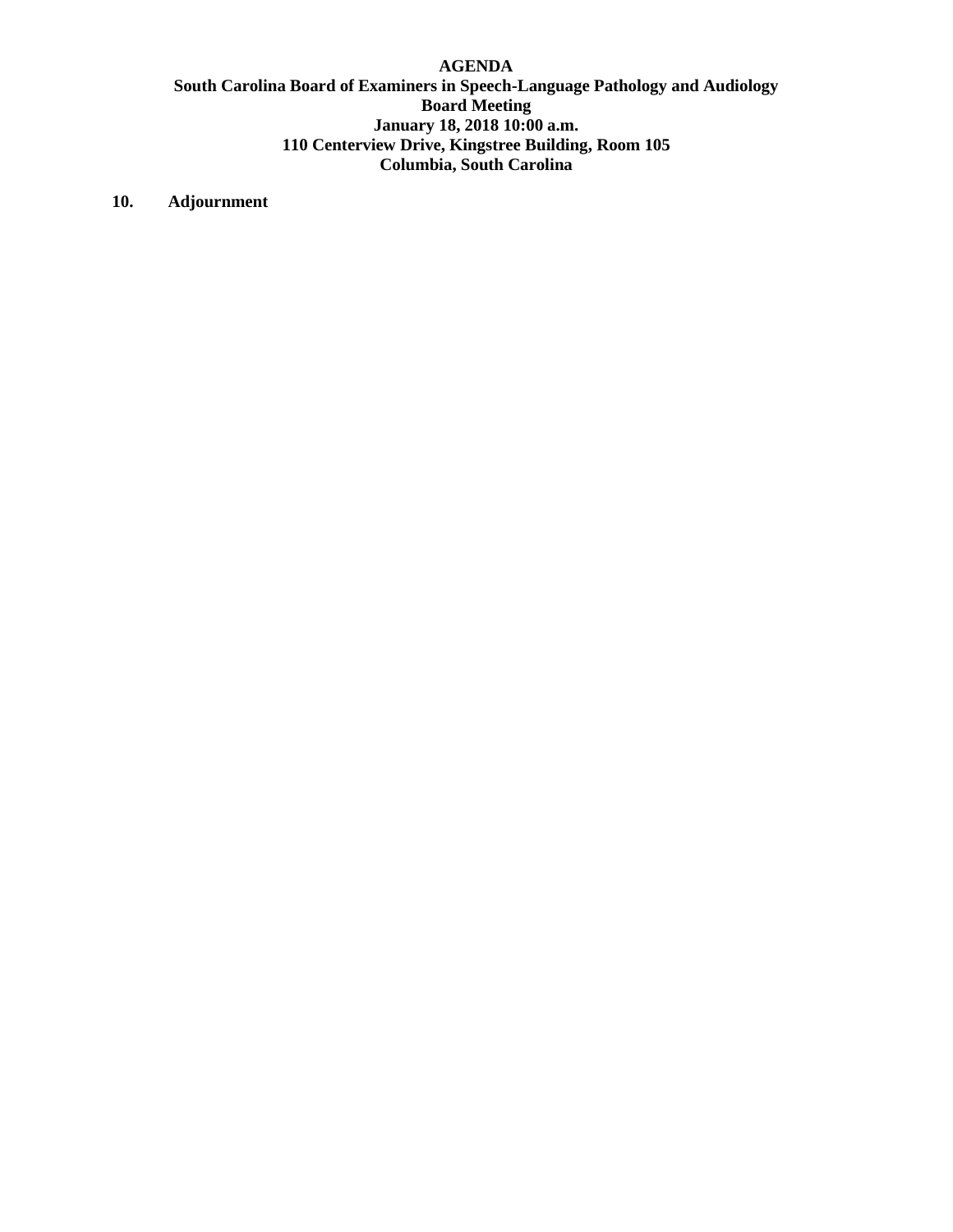**AGENDA**
**South Carolina Board of Examiners in Speech-Language Pathology and Audiology**
**Board Meeting**
**January 18, 2018 10:00 a.m.**
**110 Centerview Drive, Kingstree Building, Room 105**
**Columbia, South Carolina**

**10. Adjournment**